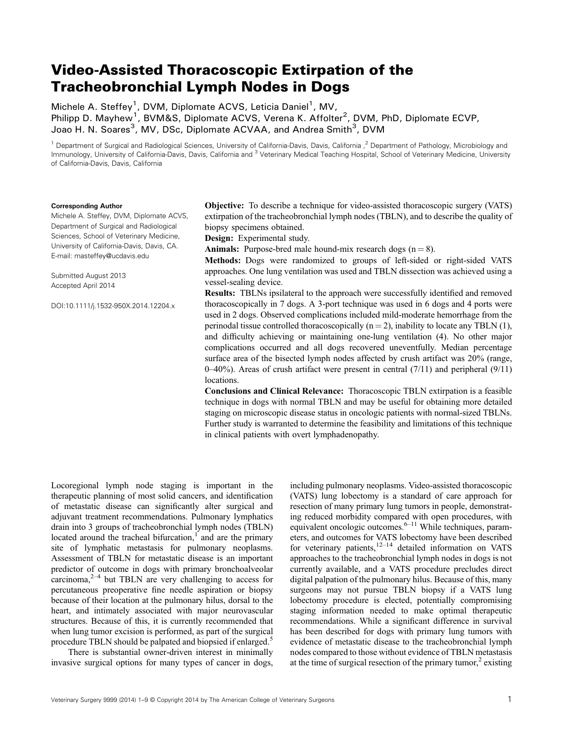# Video-Assisted Thoracoscopic Extirpation of the Tracheobronchial Lymph Nodes in Dogs

Michele A. Steffey[1], DVM, Diplomate ACVS, Leticia Daniel[1], MV, Philipp D. Mayhew[1], BVM&S, Diplomate ACVS, Verena K. Affolter[2], DVM, PhD, Diplomate ECVP, Joao H. N. Soares[3], MV, DSc, Diplomate ACVAA, and Andrea Smith[3], DVM

[1] Department of Surgical and Radiological Sciences, University of California-Davis, Davis, California ,[2] Department of Pathology, Microbiology and Immunology, University of California-Davis, Davis, California and [3] Veterinary Medical Teaching Hospital, School of Veterinary Medicine, University of California-Davis, Davis, California

**Corresponding Author**
Michele A. Steffey, DVM, Diplomate ACVS, Department of Surgical and Radiological Sciences, School of Veterinary Medicine, University of California-Davis, Davis, CA.
E-mail: masteffey@ucdavis.edu

Submitted August 2013
Accepted April 2014

DOI:10.1111/j.1532-950X.2014.12204.x

**Objective:** To describe a technique for video-assisted thoracoscopic surgery (VATS) extirpation of the tracheobronchial lymph nodes (TBLN), and to describe the quality of biopsy specimens obtained.

**Design:** Experimental study.

**Animals:** Purpose-bred male hound-mix research dogs (n = 8).

**Methods:** Dogs were randomized to groups of left-sided or right-sided VATS approaches. One lung ventilation was used and TBLN dissection was achieved using a vessel-sealing device.

**Results:** TBLNs ipsilateral to the approach were successfully identified and removed thoracoscopically in 7 dogs. A 3-port technique was used in 6 dogs and 4 ports were used in 2 dogs. Observed complications included mild-moderate hemorrhage from the perinodal tissue controlled thoracoscopically (n = 2), inability to locate any TBLN (1), and difficulty achieving or maintaining one-lung ventilation (4). No other major complications occurred and all dogs recovered uneventfully. Median percentage surface area of the bisected lymph nodes affected by crush artifact was 20% (range, 0–40%). Areas of crush artifact were present in central (7/11) and peripheral (9/11) locations.

**Conclusions and Clinical Relevance:** Thoracoscopic TBLN extirpation is a feasible technique in dogs with normal TBLN and may be useful for obtaining more detailed staging on microscopic disease status in oncologic patients with normal-sized TBLNs. Further study is warranted to determine the feasibility and limitations of this technique in clinical patients with overt lymphadenopathy.

Locoregional lymph node staging is important in the therapeutic planning of most solid cancers, and identification of metastatic disease can significantly alter surgical and adjuvant treatment recommendations. Pulmonary lymphatics drain into 3 groups of tracheobronchial lymph nodes (TBLN) located around the tracheal bifurcation,[1] and are the primary site of lymphatic metastasis for pulmonary neoplasms. Assessment of TBLN for metastatic disease is an important predictor of outcome in dogs with primary bronchoalveolar carcinoma,[2–4] but TBLN are very challenging to access for percutaneous preoperative fine needle aspiration or biopsy because of their location at the pulmonary hilus, dorsal to the heart, and intimately associated with major neurovascular structures. Because of this, it is currently recommended that when lung tumor excision is performed, as part of the surgical procedure TBLN should be palpated and biopsied if enlarged.[5]

There is substantial owner-driven interest in minimally invasive surgical options for many types of cancer in dogs, including pulmonary neoplasms. Video-assisted thoracoscopic (VATS) lung lobectomy is a standard of care approach for resection of many primary lung tumors in people, demonstrating reduced morbidity compared with open procedures, with equivalent oncologic outcomes.[6–11] While techniques, parameters, and outcomes for VATS lobectomy have been described for veterinary patients,[12–14] detailed information on VATS approaches to the tracheobronchial lymph nodes in dogs is not currently available, and a VATS procedure precludes direct digital palpation of the pulmonary hilus. Because of this, many surgeons may not pursue TBLN biopsy if a VATS lung lobectomy procedure is elected, potentially compromising staging information needed to make optimal therapeutic recommendations. While a significant difference in survival has been described for dogs with primary lung tumors with evidence of metastatic disease to the tracheobronchial lymph nodes compared to those without evidence of TBLN metastasis at the time of surgical resection of the primary tumor,[2] existing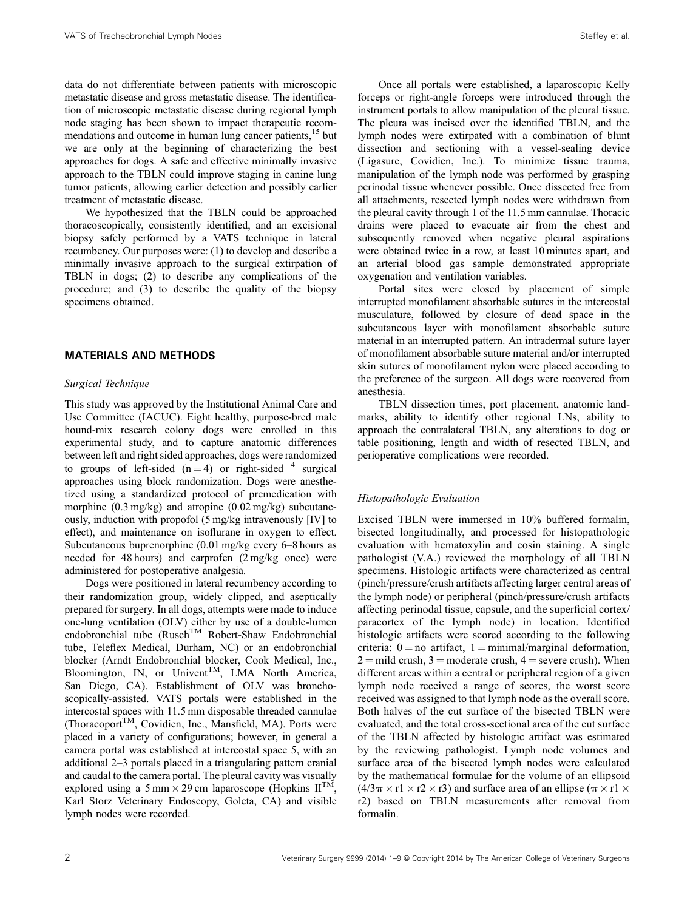data do not differentiate between patients with microscopic metastatic disease and gross metastatic disease. The identification of microscopic metastatic disease during regional lymph node staging has been shown to impact therapeutic recommendations and outcome in human lung cancer patients,[15] but we are only at the beginning of characterizing the best approaches for dogs. A safe and effective minimally invasive approach to the TBLN could improve staging in canine lung tumor patients, allowing earlier detection and possibly earlier treatment of metastatic disease.

We hypothesized that the TBLN could be approached thoracoscopically, consistently identified, and an excisional biopsy safely performed by a VATS technique in lateral recumbency. Our purposes were: (1) to develop and describe a minimally invasive approach to the surgical extirpation of TBLN in dogs; (2) to describe any complications of the procedure; and (3) to describe the quality of the biopsy specimens obtained.

## MATERIALS AND METHODS

### *Surgical Technique*

This study was approved by the Institutional Animal Care and Use Committee (IACUC). Eight healthy, purpose-bred male hound-mix research colony dogs were enrolled in this experimental study, and to capture anatomic differences between left and right sided approaches, dogs were randomized to groups of left-sided ($n = 4$) or right-sided [4] surgical approaches using block randomization. Dogs were anesthetized using a standardized protocol of premedication with morphine (0.3 mg/kg) and atropine (0.02 mg/kg) subcutaneously, induction with propofol (5 mg/kg intravenously [IV] to effect), and maintenance on isoflurane in oxygen to effect. Subcutaneous buprenorphine (0.01 mg/kg every 6–8 hours as needed for 48 hours) and carprofen (2 mg/kg once) were administered for postoperative analgesia.

Dogs were positioned in lateral recumbency according to their randomization group, widely clipped, and aseptically prepared for surgery. In all dogs, attempts were made to induce one-lung ventilation (OLV) either by use of a double-lumen endobronchial tube (Rusch™ Robert-Shaw Endobronchial tube, Teleflex Medical, Durham, NC) or an endobronchial blocker (Arndt Endobronchial blocker, Cook Medical, Inc., Bloomington, IN, or Univent™, LMA North America, San Diego, CA). Establishment of OLV was bronchoscopically-assisted. VATS portals were established in the intercostal spaces with 11.5 mm disposable threaded cannulae (Thoracoport™, Covidien, Inc., Mansfield, MA). Ports were placed in a variety of configurations; however, in general a camera portal was established at intercostal space 5, with an additional 2–3 portals placed in a triangulating pattern cranial and caudal to the camera portal. The pleural cavity was visually explored using a 5 mm × 29 cm laparoscope (Hopkins II™, Karl Storz Veterinary Endoscopy, Goleta, CA) and visible lymph nodes were recorded.

Once all portals were established, a laparoscopic Kelly forceps or right-angle forceps were introduced through the instrument portals to allow manipulation of the pleural tissue. The pleura was incised over the identified TBLN, and the lymph nodes were extirpated with a combination of blunt dissection and sectioning with a vessel-sealing device (Ligasure, Covidien, Inc.). To minimize tissue trauma, manipulation of the lymph node was performed by grasping perinodal tissue whenever possible. Once dissected free from all attachments, resected lymph nodes were withdrawn from the pleural cavity through 1 of the 11.5 mm cannulae. Thoracic drains were placed to evacuate air from the chest and subsequently removed when negative pleural aspirations were obtained twice in a row, at least 10 minutes apart, and an arterial blood gas sample demonstrated appropriate oxygenation and ventilation variables.

Portal sites were closed by placement of simple interrupted monofilament absorbable sutures in the intercostal musculature, followed by closure of dead space in the subcutaneous layer with monofilament absorbable suture material in an interrupted pattern. An intradermal suture layer of monofilament absorbable suture material and/or interrupted skin sutures of monofilament nylon were placed according to the preference of the surgeon. All dogs were recovered from anesthesia.

TBLN dissection times, port placement, anatomic landmarks, ability to identify other regional LNs, ability to approach the contralateral TBLN, any alterations to dog or table positioning, length and width of resected TBLN, and perioperative complications were recorded.

### *Histopathologic Evaluation*

Excised TBLN were immersed in 10% buffered formalin, bisected longitudinally, and processed for histopathologic evaluation with hematoxylin and eosin staining. A single pathologist (V.A.) reviewed the morphology of all TBLN specimens. Histologic artifacts were characterized as central (pinch/pressure/crush artifacts affecting larger central areas of the lymph node) or peripheral (pinch/pressure/crush artifacts affecting perinodal tissue, capsule, and the superficial cortex/paracortex of the lymph node) in location. Identified histologic artifacts were scored according to the following criteria: 0 = no artifact, 1 = minimal/marginal deformation, 2 = mild crush, 3 = moderate crush, 4 = severe crush). When different areas within a central or peripheral region of a given lymph node received a range of scores, the worst score received was assigned to that lymph node as the overall score. Both halves of the cut surface of the bisected TBLN were evaluated, and the total cross-sectional area of the cut surface of the TBLN affected by histologic artifact was estimated by the reviewing pathologist. Lymph node volumes and surface area of the bisected lymph nodes were calculated by the mathematical formulae for the volume of an ellipsoid ($4/3\pi \times r1 \times r2 \times r3$) and surface area of an ellipse ($\pi \times r1 \times r2$) based on TBLN measurements after removal from formalin.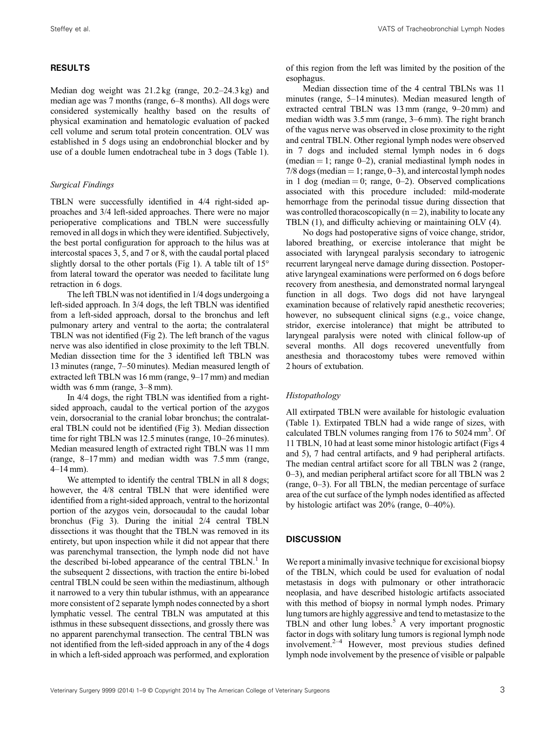## RESULTS

Median dog weight was 21.2 kg (range, 20.2–24.3 kg) and median age was 7 months (range, 6–8 months). All dogs were considered systemically healthy based on the results of physical examination and hematologic evaluation of packed cell volume and serum total protein concentration. OLV was established in 5 dogs using an endobronchial blocker and by use of a double lumen endotracheal tube in 3 dogs (Table 1).

### *Surgical Findings*

TBLN were successfully identified in 4/4 right-sided approaches and 3/4 left-sided approaches. There were no major perioperative complications and TBLN were successfully removed in all dogs in which they were identified. Subjectively, the best portal configuration for approach to the hilus was at intercostal spaces 3, 5, and 7 or 8, with the caudal portal placed slightly dorsal to the other portals (Fig 1). A table tilt of 15° from lateral toward the operator was needed to facilitate lung retraction in 6 dogs.

The left TBLN was not identified in 1/4 dogs undergoing a left-sided approach. In 3/4 dogs, the left TBLN was identified from a left-sided approach, dorsal to the bronchus and left pulmonary artery and ventral to the aorta; the contralateral TBLN was not identified (Fig 2). The left branch of the vagus nerve was also identified in close proximity to the left TBLN. Median dissection time for the 3 identified left TBLN was 13 minutes (range, 7–50 minutes). Median measured length of extracted left TBLN was 16 mm (range, 9–17 mm) and median width was 6 mm (range, 3–8 mm).

In 4/4 dogs, the right TBLN was identified from a right-sided approach, caudal to the vertical portion of the azygos vein, dorsocranial to the cranial lobar bronchus; the contralateral TBLN could not be identified (Fig 3). Median dissection time for right TBLN was 12.5 minutes (range, 10–26 minutes). Median measured length of extracted right TBLN was 11 mm (range, 8–17 mm) and median width was 7.5 mm (range, 4–14 mm).

We attempted to identify the central TBLN in all 8 dogs; however, the 4/8 central TBLN that were identified were identified from a right-sided approach, ventral to the horizontal portion of the azygos vein, dorsocaudal to the caudal lobar bronchus (Fig 3). During the initial 2/4 central TBLN dissections it was thought that the TBLN was removed in its entirety, but upon inspection while it did not appear that there was parenchymal transection, the lymph node did not have the described bi-lobed appearance of the central TBLN.[1] In the subsequent 2 dissections, with traction the entire bi-lobed central TBLN could be seen within the mediastinum, although it narrowed to a very thin tubular isthmus, with an appearance more consistent of 2 separate lymph nodes connected by a short lymphatic vessel. The central TBLN was amputated at this isthmus in these subsequent dissections, and grossly there was no apparent parenchymal transection. The central TBLN was not identified from the left-sided approach in any of the 4 dogs in which a left-sided approach was performed, and exploration of this region from the left was limited by the position of the esophagus.

Median dissection time of the 4 central TBLNs was 11 minutes (range, 5–14 minutes). Median measured length of extracted central TBLN was 13 mm (range, 9–20 mm) and median width was 3.5 mm (range, 3–6 mm). The right branch of the vagus nerve was observed in close proximity to the right and central TBLN. Other regional lymph nodes were observed in 7 dogs and included sternal lymph nodes in 6 dogs (median = 1; range 0–2), cranial mediastinal lymph nodes in 7/8 dogs (median = 1; range, 0–3), and intercostal lymph nodes in 1 dog (median = 0; range, 0–2). Observed complications associated with this procedure included: mild-moderate hemorrhage from the perinodal tissue during dissection that was controlled thoracoscopically (n = 2), inability to locate any TBLN (1), and difficulty achieving or maintaining OLV (4).

No dogs had postoperative signs of voice change, stridor, labored breathing, or exercise intolerance that might be associated with laryngeal paralysis secondary to iatrogenic recurrent laryngeal nerve damage during dissection. Postoperative laryngeal examinations were performed on 6 dogs before recovery from anesthesia, and demonstrated normal laryngeal function in all dogs. Two dogs did not have laryngeal examination because of relatively rapid anesthetic recoveries; however, no subsequent clinical signs (e.g., voice change, stridor, exercise intolerance) that might be attributed to laryngeal paralysis were noted with clinical follow-up of several months. All dogs recovered uneventfully from anesthesia and thoracostomy tubes were removed within 2 hours of extubation.

### *Histopathology*

All extirpated TBLN were available for histologic evaluation (Table 1). Extirpated TBLN had a wide range of sizes, with calculated TBLN volumes ranging from 176 to 5024 $mm^3$. Of 11 TBLN, 10 had at least some minor histologic artifact (Figs 4 and 5), 7 had central artifacts, and 9 had peripheral artifacts. The median central artifact score for all TBLN was 2 (range, 0–3), and median peripheral artifact score for all TBLN was 2 (range, 0–3). For all TBLN, the median percentage of surface area of the cut surface of the lymph nodes identified as affected by histologic artifact was 20% (range, 0–40%).

## DISCUSSION

We report a minimally invasive technique for excisional biopsy of the TBLN, which could be used for evaluation of nodal metastasis in dogs with pulmonary or other intrathoracic neoplasia, and have described histologic artifacts associated with this method of biopsy in normal lymph nodes. Primary lung tumors are highly aggressive and tend to metastasize to the TBLN and other lung lobes.[5] A very important prognostic factor in dogs with solitary lung tumors is regional lymph node involvement.[2–4] However, most previous studies defined lymph node involvement by the presence of visible or palpable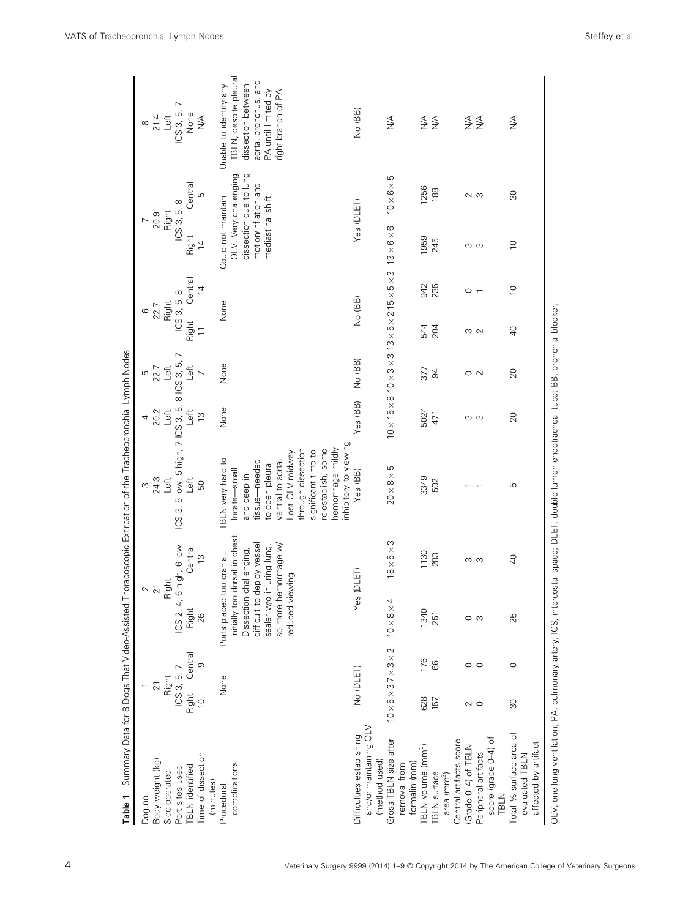**Table 1** Summary Data for 8 Dogs That Video-Assisted Thoracoscopic Extirpation of the Tracheobronchial Lymph Nodes

| Dog no. | 1 | | 2 | | 3 | 4 | 5 | 6 | | 7 | | 8 |
|---|---|---|---|---|---|---|---|---|---|---|---|---|
| Body weight (kg) | 21 | | 21 | | 24.3 | 20.2 | 22.7 | 22.7 | | 20.9 | | 21.4 |
| Side operated | Right | | Right | | Left | Left | Left | Right | | Right | | Left |
| Port sites used | ICS 3, 5, 7 | | ICS 2, 4, 6 high, 6 low | | ICS 3, 5 low, 5 high, 7 | ICS 3, 5, 8 | ICS 3, 5, 7 | ICS 3, 5, 8 | | ICS 3, 5, 8 | | ICS 3, 5, 7 |
| TBLN identified | Right | Central | Right | Central | Left | Left | Left | Right | Central | Right | Central | None |
| Time of dissection (minutes) | 10 | 9 | 26 | 13 | 50 | 13 | 7 | 11 | 14 | 14 | 5 | N/A |
| Procedural complications | None | | Ports placed too cranial, initially too dorsal in chest. Dissection challenging, difficult to deploy vessel sealer w/o injuring lung, so more hemorrhage w/ reduced viewing | | TBLN very hard to locate—small and deep in tissue—needed to open pleura ventral to aorta. Lost OLV midway through dissection, significant time to re-establish, some hemorrhage mildly inhibitory to viewing | None | None | None | | Could not maintain OLV. Very challenging dissection due to lung motion/inflation and mediastinal shift | | Unable to identify any TBLN, despite pleural dissection between aorta, bronchus, and PA until limited by right branch of PA |
| Difficulties establishing and/or maintaining OLV (method used) | No (DLET) | | Yes (DLET) | | Yes (BB) | Yes (BB) | No (BB) | No (BB) | | Yes (DLET) | | No (BB) |
| Gross TBLN size after removal from formalin (mm) | 10 × 5 × 3 | 7 × 3 × 2 | 10 × 8 × 4 | 18 × 5 × 3 | 20 × 8 × 5 | 10 × 15 × 8 | 10 × 3 × 3 | 13 × 5 × 2 | 15 × 5 × 3 | 13 × 6 × 6 | 10 × 6 × 5 | N/A |
| TBLN volume ($mm^3$) | 628 | 176 | 1340 | 1130 | 3349 | 5024 | 377 | 544 | 942 | 1959 | 1256 | N/A |
| TBLN surface area ($mm^2$) | 157 | 66 | 251 | 283 | 502 | 471 | 94 | 204 | 235 | 245 | 188 | N/A |
| Central artifacts score (Grade 0–4) of TBLN | 2 | 0 | 0 | 3 | 1 | 3 | 0 | 3 | 0 | 3 | 2 | N/A |
| Peripheral artifacts score (grade 0–4) of TBLN | 0 | 0 | 3 | 3 | 1 | 3 | 2 | 2 | 1 | 3 | 3 | N/A |
| Total % surface area of evaluated TBLN affected by artifact | 30 | 0 | 25 | 40 | 5 | 20 | 20 | 40 | 10 | 10 | 30 | N/A |

OLV, one lung ventilation; PA, pulmonary artery; ICS, intercostal space; DLET, double lumen endotracheal tube; BB, bronchial blocker.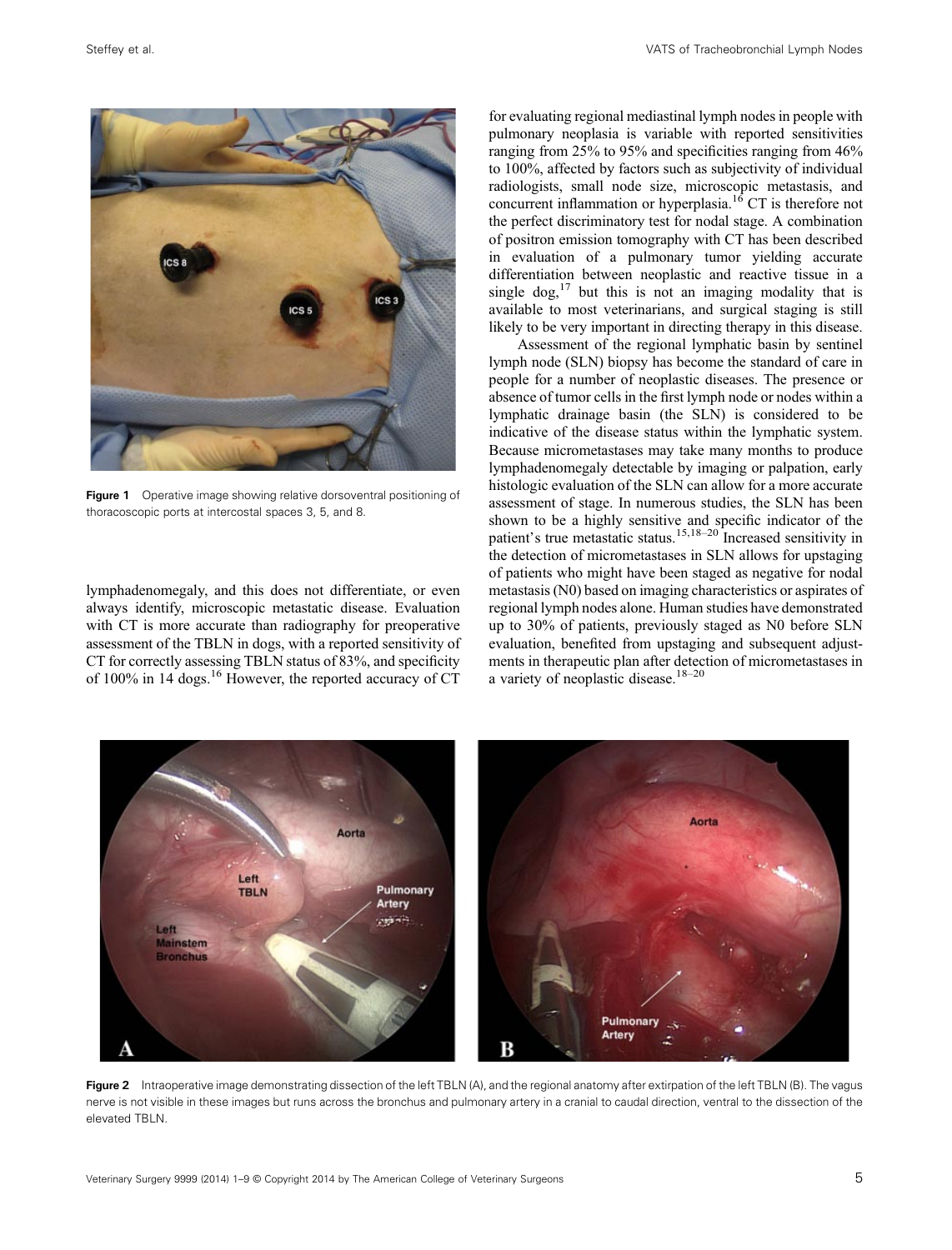Figure 1 Operative image showing relative dorsoventral positioning of thoracoscopic ports at intercostal spaces 3, 5, and 8.

lymphadenomegaly, and this does not differentiate, or even always identify, microscopic metastatic disease. Evaluation with CT is more accurate than radiography for preoperative assessment of the TBLN in dogs, with a reported sensitivity of CT for correctly assessing TBLN status of 83%, and specificity of 100% in 14 dogs.[16] However, the reported accuracy of CT for evaluating regional mediastinal lymph nodes in people with pulmonary neoplasia is variable with reported sensitivities ranging from 25% to 95% and specificities ranging from 46% to 100%, affected by factors such as subjectivity of individual radiologists, small node size, microscopic metastasis, and concurrent inflammation or hyperplasia.[16] CT is therefore not the perfect discriminatory test for nodal stage. A combination of positron emission tomography with CT has been described in evaluation of a pulmonary tumor yielding accurate differentiation between neoplastic and reactive tissue in a single dog,[17] but this is not an imaging modality that is available to most veterinarians, and surgical staging is still likely to be very important in directing therapy in this disease.

Assessment of the regional lymphatic basin by sentinel lymph node (SLN) biopsy has become the standard of care in people for a number of neoplastic diseases. The presence or absence of tumor cells in the first lymph node or nodes within a lymphatic drainage basin (the SLN) is considered to be indicative of the disease status within the lymphatic system. Because micrometastases may take many months to produce lymphadenomegaly detectable by imaging or palpation, early histologic evaluation of the SLN can allow for a more accurate assessment of stage. In numerous studies, the SLN has been shown to be a highly sensitive and specific indicator of the patient's true metastatic status.[15,18–20] Increased sensitivity in the detection of micrometastases in SLN allows for upstaging of patients who might have been staged as negative for nodal metastasis (N0) based on imaging characteristics or aspirates of regional lymph nodes alone. Human studies have demonstrated up to 30% of patients, previously staged as N0 before SLN evaluation, benefited from upstaging and subsequent adjustments in therapeutic plan after detection of micrometastases in a variety of neoplastic disease.[18–20]

Figure 2 Intraoperative image demonstrating dissection of the left TBLN (A), and the regional anatomy after extirpation of the left TBLN (B). The vagus nerve is not visible in these images but runs across the bronchus and pulmonary artery in a cranial to caudal direction, ventral to the dissection of the elevated TBLN.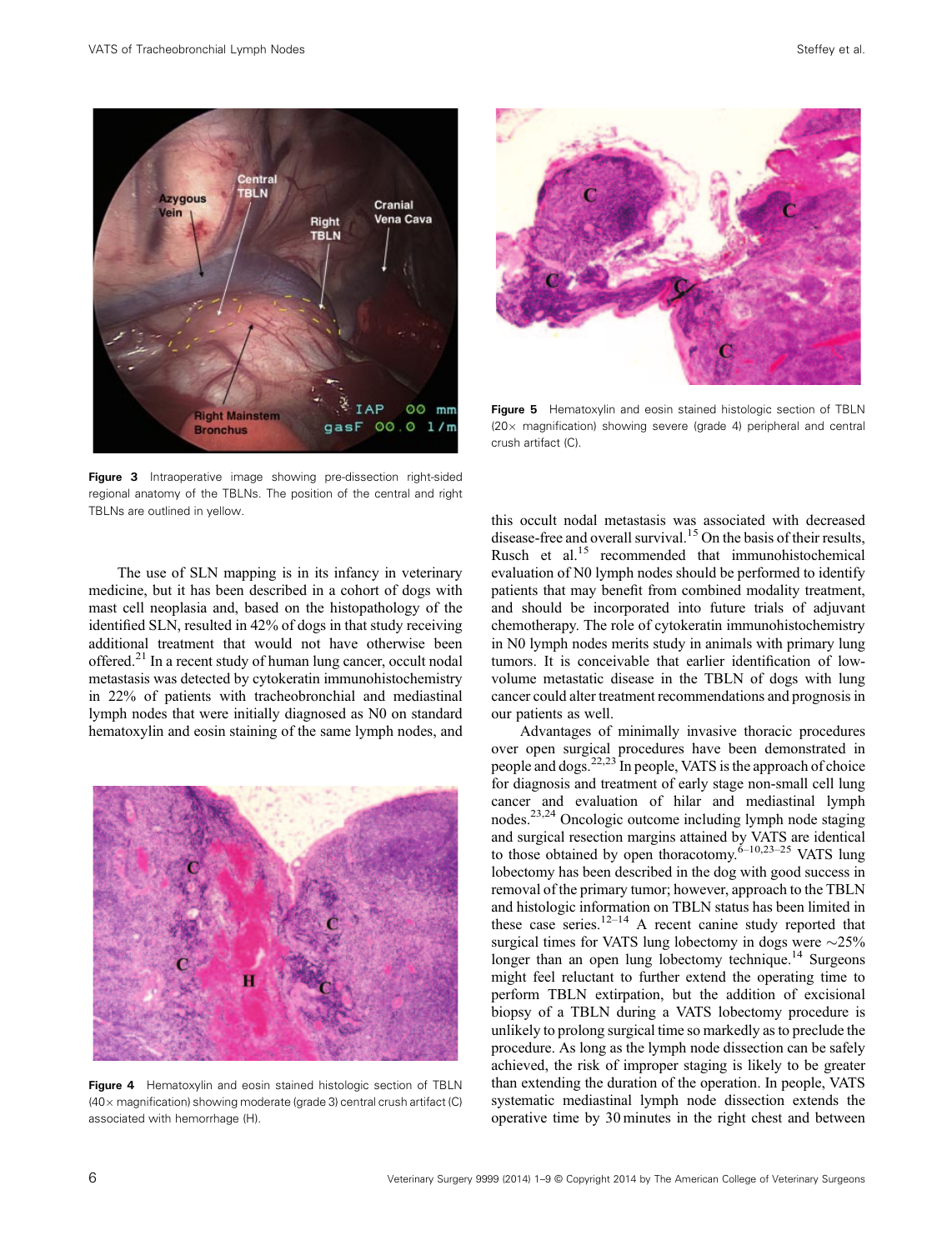Figure 3 Intraoperative image showing pre-dissection right-sided regional anatomy of the TBLNs. The position of the central and right TBLNs are outlined in yellow.

The use of SLN mapping is in its infancy in veterinary medicine, but it has been described in a cohort of dogs with mast cell neoplasia and, based on the histopathology of the identified SLN, resulted in 42% of dogs in that study receiving additional treatment that would not have otherwise been offered.[21] In a recent study of human lung cancer, occult nodal metastasis was detected by cytokeratin immunohistochemistry in 22% of patients with tracheobronchial and mediastinal lymph nodes that were initially diagnosed as N0 on standard hematoxylin and eosin staining of the same lymph nodes, and this occult nodal metastasis was associated with decreased disease-free and overall survival.[15] On the basis of their results, Rusch et al.[15] recommended that immunohistochemical evaluation of N0 lymph nodes should be performed to identify patients that may benefit from combined modality treatment, and should be incorporated into future trials of adjuvant chemotherapy. The role of cytokeratin immunohistochemistry in N0 lymph nodes merits study in animals with primary lung tumors. It is conceivable that earlier identification of low-volume metastatic disease in the TBLN of dogs with lung cancer could alter treatment recommendations and prognosis in our patients as well.

Figure 4 Hematoxylin and eosin stained histologic section of TBLN (40× magnification) showing moderate (grade 3) central crush artifact (C) associated with hemorrhage (H).

Figure 5 Hematoxylin and eosin stained histologic section of TBLN (20× magnification) showing severe (grade 4) peripheral and central crush artifact (C).

Advantages of minimally invasive thoracic procedures over open surgical procedures have been demonstrated in people and dogs.[22,23] In people, VATS is the approach of choice for diagnosis and treatment of early stage non-small cell lung cancer and evaluation of hilar and mediastinal lymph nodes.[23,24] Oncologic outcome including lymph node staging and surgical resection margins attained by VATS are identical to those obtained by open thoracotomy.[6–10,23–25] VATS lung lobectomy has been described in the dog with good success in removal of the primary tumor; however, approach to the TBLN and histologic information on TBLN status has been limited in these case series.[12–14] A recent canine study reported that surgical times for VATS lung lobectomy in dogs were ~25% longer than an open lung lobectomy technique.[14] Surgeons might feel reluctant to further extend the operating time to perform TBLN extirpation, but the addition of excisional biopsy of a TBLN during a VATS lobectomy procedure is unlikely to prolong surgical time so markedly as to preclude the procedure. As long as the lymph node dissection can be safely achieved, the risk of improper staging is likely to be greater than extending the duration of the operation. In people, VATS systematic mediastinal lymph node dissection extends the operative time by 30 minutes in the right chest and between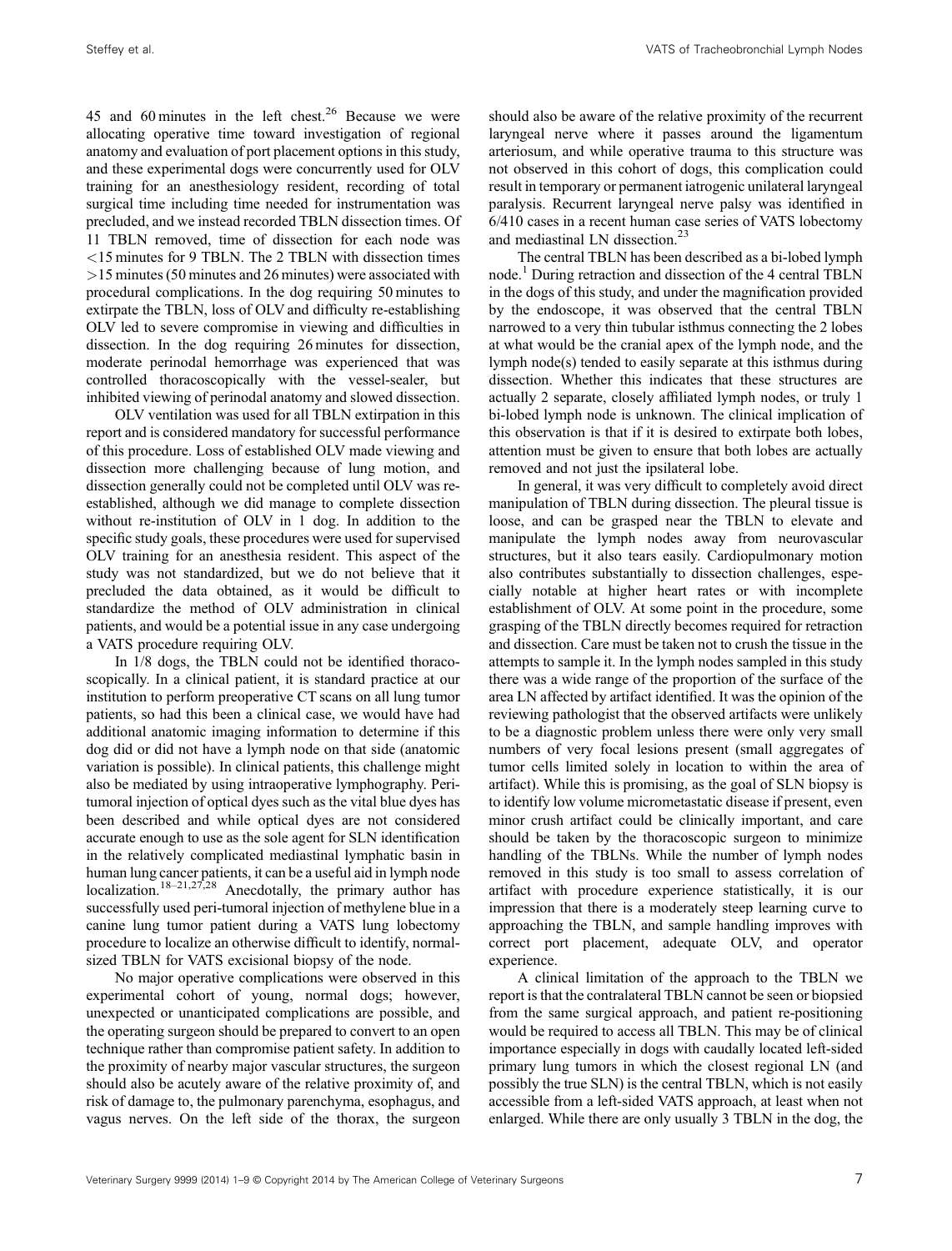45 and 60 minutes in the left chest.[26] Because we were allocating operative time toward investigation of regional anatomy and evaluation of port placement options in this study, and these experimental dogs were concurrently used for OLV training for an anesthesiology resident, recording of total surgical time including time needed for instrumentation was precluded, and we instead recorded TBLN dissection times. Of 11 TBLN removed, time of dissection for each node was <15 minutes for 9 TBLN. The 2 TBLN with dissection times >15 minutes (50 minutes and 26 minutes) were associated with procedural complications. In the dog requiring 50 minutes to extirpate the TBLN, loss of OLV and difficulty re-establishing OLV led to severe compromise in viewing and difficulties in dissection. In the dog requiring 26 minutes for dissection, moderate perinodal hemorrhage was experienced that was controlled thoracoscopically with the vessel-sealer, but inhibited viewing of perinodal anatomy and slowed dissection.

OLV ventilation was used for all TBLN extirpation in this report and is considered mandatory for successful performance of this procedure. Loss of established OLV made viewing and dissection more challenging because of lung motion, and dissection generally could not be completed until OLV was re-established, although we did manage to complete dissection without re-institution of OLV in 1 dog. In addition to the specific study goals, these procedures were used for supervised OLV training for an anesthesia resident. This aspect of the study was not standardized, but we do not believe that it precluded the data obtained, as it would be difficult to standardize the method of OLV administration in clinical patients, and would be a potential issue in any case undergoing a VATS procedure requiring OLV.

In 1/8 dogs, the TBLN could not be identified thoracoscopically. In a clinical patient, it is standard practice at our institution to perform preoperative CT scans on all lung tumor patients, so had this been a clinical case, we would have had additional anatomic imaging information to determine if this dog did or did not have a lymph node on that side (anatomic variation is possible). In clinical patients, this challenge might also be mediated by using intraoperative lymphography. Peritumoral injection of optical dyes such as the vital blue dyes has been described and while optical dyes are not considered accurate enough to use as the sole agent for SLN identification in the relatively complicated mediastinal lymphatic basin in human lung cancer patients, it can be a useful aid in lymph node localization.[18–21,27,28] Anecdotally, the primary author has successfully used peri-tumoral injection of methylene blue in a canine lung tumor patient during a VATS lung lobectomy procedure to localize an otherwise difficult to identify, normal-sized TBLN for VATS excisional biopsy of the node.

No major operative complications were observed in this experimental cohort of young, normal dogs; however, unexpected or unanticipated complications are possible, and the operating surgeon should be prepared to convert to an open technique rather than compromise patient safety. In addition to the proximity of nearby major vascular structures, the surgeon should also be acutely aware of the relative proximity of, and risk of damage to, the pulmonary parenchyma, esophagus, and vagus nerves. On the left side of the thorax, the surgeon should also be aware of the relative proximity of the recurrent laryngeal nerve where it passes around the ligamentum arteriosum, and while operative trauma to this structure was not observed in this cohort of dogs, this complication could result in temporary or permanent iatrogenic unilateral laryngeal paralysis. Recurrent laryngeal nerve palsy was identified in 6/410 cases in a recent human case series of VATS lobectomy and mediastinal LN dissection.[23]

The central TBLN has been described as a bi-lobed lymph node.[1] During retraction and dissection of the 4 central TBLN in the dogs of this study, and under the magnification provided by the endoscope, it was observed that the central TBLN narrowed to a very thin tubular isthmus connecting the 2 lobes at what would be the cranial apex of the lymph node, and the lymph node(s) tended to easily separate at this isthmus during dissection. Whether this indicates that these structures are actually 2 separate, closely affiliated lymph nodes, or truly 1 bi-lobed lymph node is unknown. The clinical implication of this observation is that if it is desired to extirpate both lobes, attention must be given to ensure that both lobes are actually removed and not just the ipsilateral lobe.

In general, it was very difficult to completely avoid direct manipulation of TBLN during dissection. The pleural tissue is loose, and can be grasped near the TBLN to elevate and manipulate the lymph nodes away from neurovascular structures, but it also tears easily. Cardiopulmonary motion also contributes substantially to dissection challenges, especially notable at higher heart rates or with incomplete establishment of OLV. At some point in the procedure, some grasping of the TBLN directly becomes required for retraction and dissection. Care must be taken not to crush the tissue in the attempts to sample it. In the lymph nodes sampled in this study there was a wide range of the proportion of the surface of the area LN affected by artifact identified. It was the opinion of the reviewing pathologist that the observed artifacts were unlikely to be a diagnostic problem unless there were only very small numbers of very focal lesions present (small aggregates of tumor cells limited solely in location to within the area of artifact). While this is promising, as the goal of SLN biopsy is to identify low volume micrometastatic disease if present, even minor crush artifact could be clinically important, and care should be taken by the thoracoscopic surgeon to minimize handling of the TBLNs. While the number of lymph nodes removed in this study is too small to assess correlation of artifact with procedure experience statistically, it is our impression that there is a moderately steep learning curve to approaching the TBLN, and sample handling improves with correct port placement, adequate OLV, and operator experience.

A clinical limitation of the approach to the TBLN we report is that the contralateral TBLN cannot be seen or biopsied from the same surgical approach, and patient re-positioning would be required to access all TBLN. This may be of clinical importance especially in dogs with caudally located left-sided primary lung tumors in which the closest regional LN (and possibly the true SLN) is the central TBLN, which is not easily accessible from a left-sided VATS approach, at least when not enlarged. While there are only usually 3 TBLN in the dog, the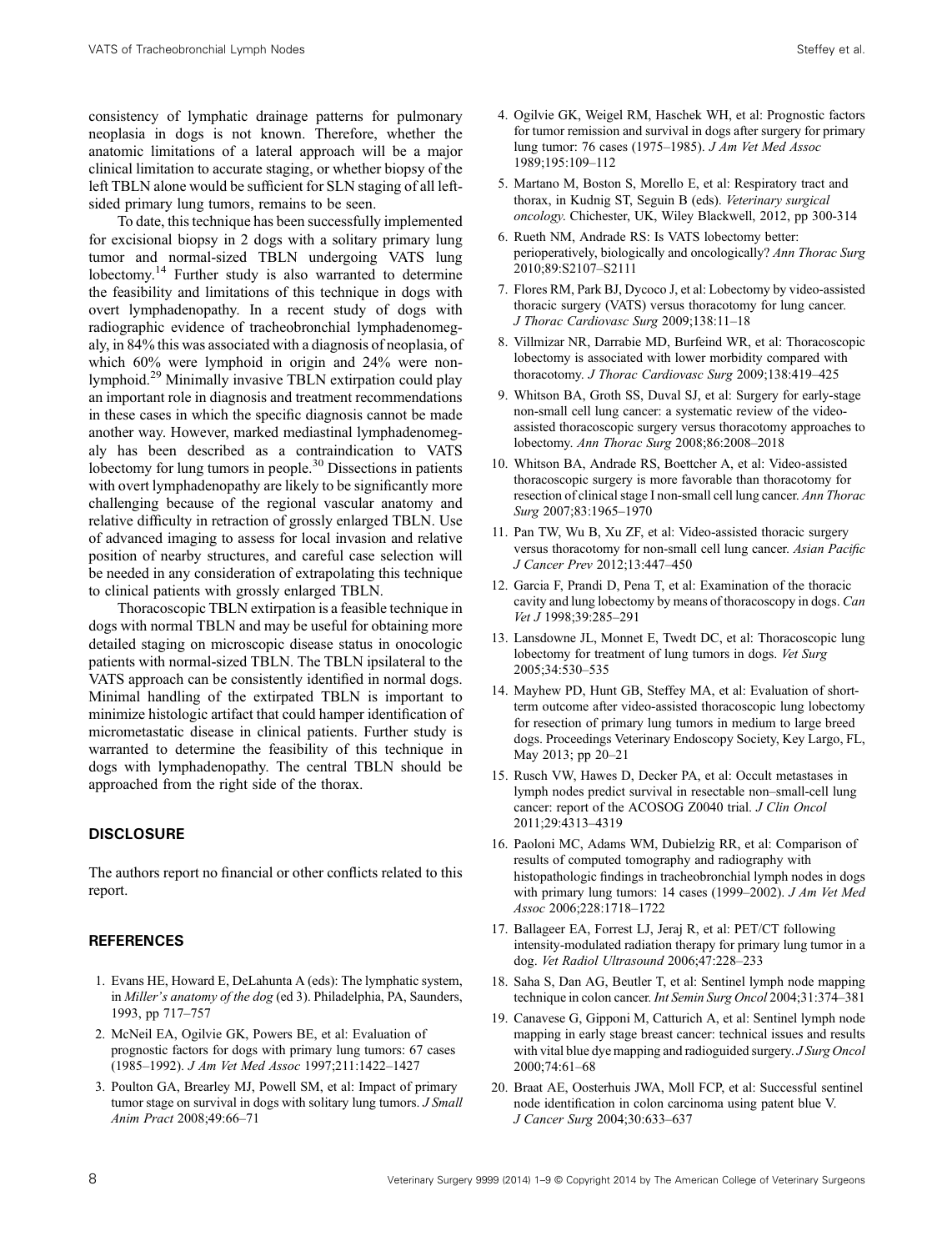consistency of lymphatic drainage patterns for pulmonary neoplasia in dogs is not known. Therefore, whether the anatomic limitations of a lateral approach will be a major clinical limitation to accurate staging, or whether biopsy of the left TBLN alone would be sufficient for SLN staging of all left-sided primary lung tumors, remains to be seen.

To date, this technique has been successfully implemented for excisional biopsy in 2 dogs with a solitary primary lung tumor and normal-sized TBLN undergoing VATS lung lobectomy.[14] Further study is also warranted to determine the feasibility and limitations of this technique in dogs with overt lymphadenopathy. In a recent study of dogs with radiographic evidence of tracheobronchial lymphadenomegaly, in 84% this was associated with a diagnosis of neoplasia, of which 60% were lymphoid in origin and 24% were non-lymphoid.[29] Minimally invasive TBLN extirpation could play an important role in diagnosis and treatment recommendations in these cases in which the specific diagnosis cannot be made another way. However, marked mediastinal lymphadenomegaly has been described as a contraindication to VATS lobectomy for lung tumors in people.[30] Dissections in patients with overt lymphadenopathy are likely to be significantly more challenging because of the regional vascular anatomy and relative difficulty in retraction of grossly enlarged TBLN. Use of advanced imaging to assess for local invasion and relative position of nearby structures, and careful case selection will be needed in any consideration of extrapolating this technique to clinical patients with grossly enlarged TBLN.

Thoracoscopic TBLN extirpation is a feasible technique in dogs with normal TBLN and may be useful for obtaining more detailed staging on microscopic disease status in onocologic patients with normal-sized TBLN. The TBLN ipsilateral to the VATS approach can be consistently identified in normal dogs. Minimal handling of the extirpated TBLN is important to minimize histologic artifact that could hamper identification of micrometastatic disease in clinical patients. Further study is warranted to determine the feasibility of this technique in dogs with lymphadenopathy. The central TBLN should be approached from the right side of the thorax.

## DISCLOSURE

The authors report no financial or other conflicts related to this report.

## REFERENCES

1. Evans HE, Howard E, DeLahunta A (eds): The lymphatic system, in *Miller's anatomy of the dog* (ed 3). Philadelphia, PA, Saunders, 1993, pp 717–757
2. McNeil EA, Ogilvie GK, Powers BE, et al: Evaluation of prognostic factors for dogs with primary lung tumors: 67 cases (1985–1992). *J Am Vet Med Assoc* 1997;211:1422–1427
3. Poulton GA, Brearley MJ, Powell SM, et al: Impact of primary tumor stage on survival in dogs with solitary lung tumors. *J Small Anim Pract* 2008;49:66–71
4. Ogilvie GK, Weigel RM, Haschek WH, et al: Prognostic factors for tumor remission and survival in dogs after surgery for primary lung tumor: 76 cases (1975–1985). *J Am Vet Med Assoc* 1989;195:109–112
5. Martano M, Boston S, Morello E, et al: Respiratory tract and thorax, in Kudnig ST, Seguin B (eds). *Veterinary surgical oncology*. Chichester, UK, Wiley Blackwell, 2012, pp 300-314
6. Rueth NM, Andrade RS: Is VATS lobectomy better: perioperatively, biologically and oncologically? *Ann Thorac Surg* 2010;89:S2107–S2111
7. Flores RM, Park BJ, Dycoco J, et al: Lobectomy by video-assisted thoracic surgery (VATS) versus thoracotomy for lung cancer. *J Thorac Cardiovasc Surg* 2009;138:11–18
8. Villmizar NR, Darrabie MD, Burfeind WR, et al: Thoracoscopic lobectomy is associated with lower morbidity compared with thoracotomy. *J Thorac Cardiovasc Surg* 2009;138:419–425
9. Whitson BA, Groth SS, Duval SJ, et al: Surgery for early-stage non-small cell lung cancer: a systematic review of the video-assisted thoracoscopic surgery versus thoracotomy approaches to lobectomy. *Ann Thorac Surg* 2008;86:2008–2018
10. Whitson BA, Andrade RS, Boettcher A, et al: Video-assisted thoracoscopic surgery is more favorable than thoracotomy for resection of clinical stage I non-small cell lung cancer. *Ann Thorac Surg* 2007;83:1965–1970
11. Pan TW, Wu B, Xu ZF, et al: Video-assisted thoracic surgery versus thoracotomy for non-small cell lung cancer. *Asian Pacific J Cancer Prev* 2012;13:447–450
12. Garcia F, Prandi D, Pena T, et al: Examination of the thoracic cavity and lung lobectomy by means of thoracoscopy in dogs. *Can Vet J* 1998;39:285–291
13. Lansdowne JL, Monnet E, Twedt DC, et al: Thoracoscopic lung lobectomy for treatment of lung tumors in dogs. *Vet Surg* 2005;34:530–535
14. Mayhew PD, Hunt GB, Steffey MA, et al: Evaluation of short-term outcome after video-assisted thoracoscopic lung lobectomy for resection of primary lung tumors in medium to large breed dogs. Proceedings Veterinary Endoscopy Society, Key Largo, FL, May 2013; pp 20–21
15. Rusch VW, Hawes D, Decker PA, et al: Occult metastases in lymph nodes predict survival in resectable non–small-cell lung cancer: report of the ACOSOG Z0040 trial. *J Clin Oncol* 2011;29:4313–4319
16. Paoloni MC, Adams WM, Dubielzig RR, et al: Comparison of results of computed tomography and radiography with histopathologic findings in tracheobronchial lymph nodes in dogs with primary lung tumors: 14 cases (1999–2002). *J Am Vet Med Assoc* 2006;228:1718–1722
17. Ballageer EA, Forrest LJ, Jeraj R, et al: PET/CT following intensity-modulated radiation therapy for primary lung tumor in a dog. *Vet Radiol Ultrasound* 2006;47:228–233
18. Saha S, Dan AG, Beutler T, et al: Sentinel lymph node mapping technique in colon cancer. *Int Semin Surg Oncol* 2004;31:374–381
19. Canavese G, Gipponi M, Catturich A, et al: Sentinel lymph node mapping in early stage breast cancer: technical issues and results with vital blue dye mapping and radioguided surgery. *J Surg Oncol* 2000;74:61–68
20. Braat AE, Oosterhuis JWA, Moll FCP, et al: Successful sentinel node identification in colon carcinoma using patent blue V. *J Cancer Surg* 2004;30:633–637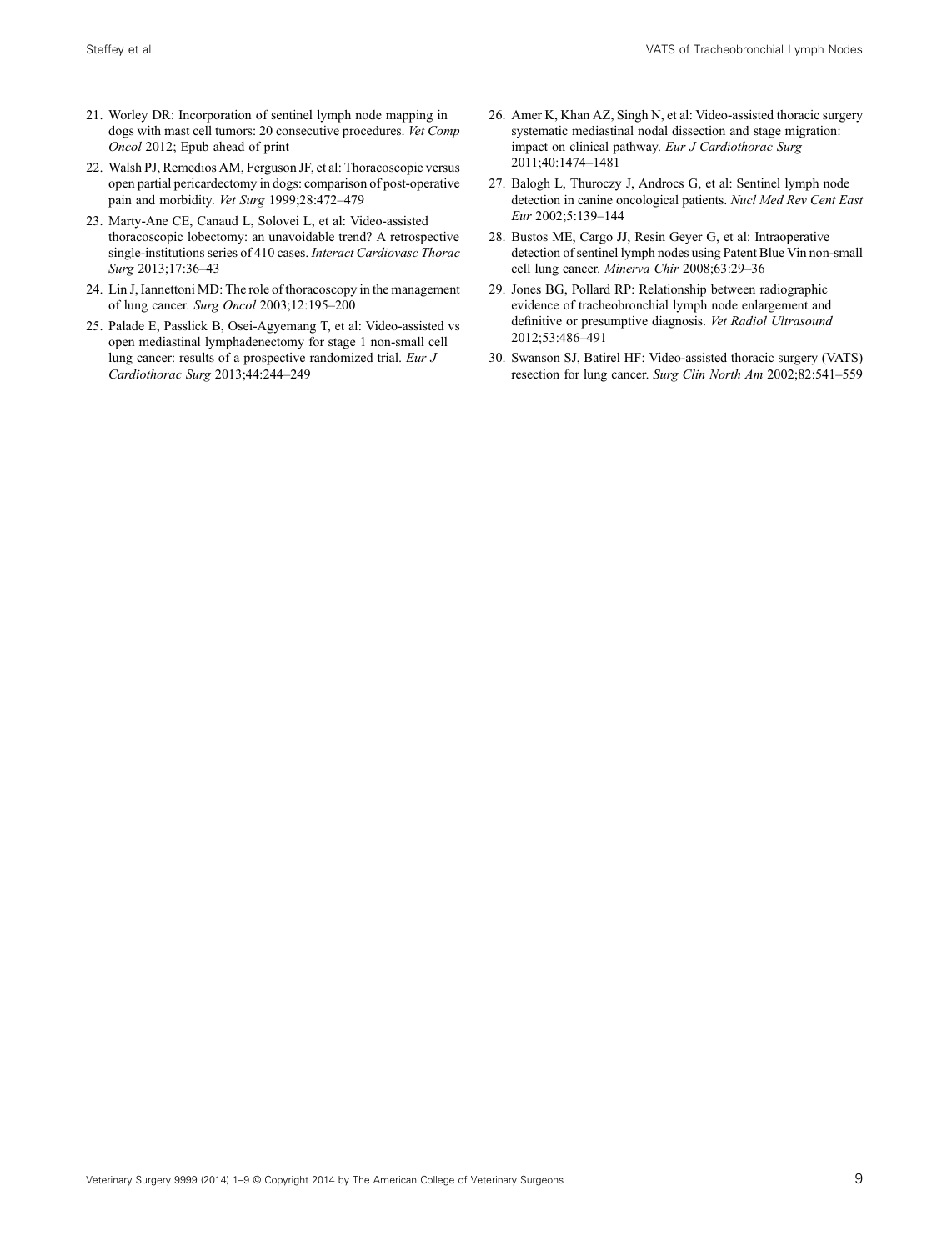21. Worley DR: Incorporation of sentinel lymph node mapping in dogs with mast cell tumors: 20 consecutive procedures. *Vet Comp Oncol* 2012; Epub ahead of print
22. Walsh PJ, Remedios AM, Ferguson JF, et al: Thoracoscopic versus open partial pericardectomy in dogs: comparison of post-operative pain and morbidity. *Vet Surg* 1999;28:472–479
23. Marty-Ane CE, Canaud L, Solovei L, et al: Video-assisted thoracoscopic lobectomy: an unavoidable trend? A retrospective single-institutions series of 410 cases. *Interact Cardiovasc Thorac Surg* 2013;17:36–43
24. Lin J, Iannettoni MD: The role of thoracoscopy in the management of lung cancer. *Surg Oncol* 2003;12:195–200
25. Palade E, Passlick B, Osei-Agyemang T, et al: Video-assisted vs open mediastinal lymphadenectomy for stage 1 non-small cell lung cancer: results of a prospective randomized trial. *Eur J Cardiothorac Surg* 2013;44:244–249
26. Amer K, Khan AZ, Singh N, et al: Video-assisted thoracic surgery systematic mediastinal nodal dissection and stage migration: impact on clinical pathway. *Eur J Cardiothorac Surg* 2011;40:1474–1481
27. Balogh L, Thuroczy J, Androcs G, et al: Sentinel lymph node detection in canine oncological patients. *Nucl Med Rev Cent East Eur* 2002;5:139–144
28. Bustos ME, Cargo JJ, Resin Geyer G, et al: Intraoperative detection of sentinel lymph nodes using Patent Blue Vin non-small cell lung cancer. *Minerva Chir* 2008;63:29–36
29. Jones BG, Pollard RP: Relationship between radiographic evidence of tracheobronchial lymph node enlargement and definitive or presumptive diagnosis. *Vet Radiol Ultrasound* 2012;53:486–491
30. Swanson SJ, Batirel HF: Video-assisted thoracic surgery (VATS) resection for lung cancer. *Surg Clin North Am* 2002;82:541–559